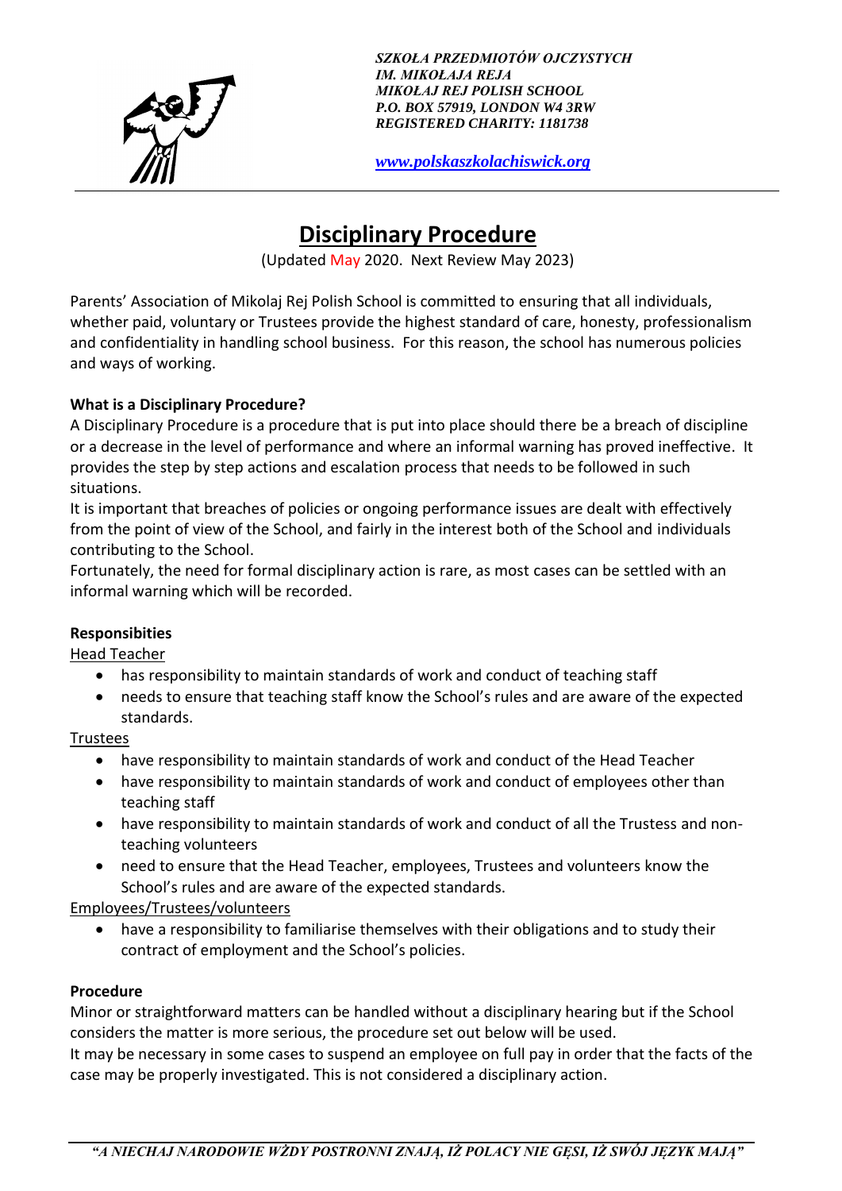*SZKOŁA PRZEDMIOTÓW OJCZYSTYCH*
*IM. MIKOŁAJA REJA*
*MIKOŁAJ REJ POLISH SCHOOL*
*P.O. BOX 57919, LONDON W4 3RW*
*REGISTERED CHARITY: 1181738*

*www.polskaszkolachiswick.org*

# Disciplinary Procedure

(Updated May 2020. Next Review May 2023)

Parents' Association of Mikolaj Rej Polish School is committed to ensuring that all individuals, whether paid, voluntary or Trustees provide the highest standard of care, honesty, professionalism and confidentiality in handling school business. For this reason, the school has numerous policies and ways of working.

**What is a Disciplinary Procedure?**

A Disciplinary Procedure is a procedure that is put into place should there be a breach of discipline or a decrease in the level of performance and where an informal warning has proved ineffective. It provides the step by step actions and escalation process that needs to be followed in such situations.

It is important that breaches of policies or ongoing performance issues are dealt with effectively from the point of view of the School, and fairly in the interest both of the School and individuals contributing to the School.

Fortunately, the need for formal disciplinary action is rare, as most cases can be settled with an informal warning which will be recorded.

**Responsibities**

Head Teacher

- has responsibility to maintain standards of work and conduct of teaching staff
- needs to ensure that teaching staff know the School's rules and are aware of the expected standards.

Trustees

- have responsibility to maintain standards of work and conduct of the Head Teacher
- have responsibility to maintain standards of work and conduct of employees other than teaching staff
- have responsibility to maintain standards of work and conduct of all the Trustess and non-teaching volunteers
- need to ensure that the Head Teacher, employees, Trustees and volunteers know the School's rules and are aware of the expected standards.

Employees/Trustees/volunteers

- have a responsibility to familiarise themselves with their obligations and to study their contract of employment and the School's policies.

**Procedure**

Minor or straightforward matters can be handled without a disciplinary hearing but if the School considers the matter is more serious, the procedure set out below will be used.

It may be necessary in some cases to suspend an employee on full pay in order that the facts of the case may be properly investigated. This is not considered a disciplinary action.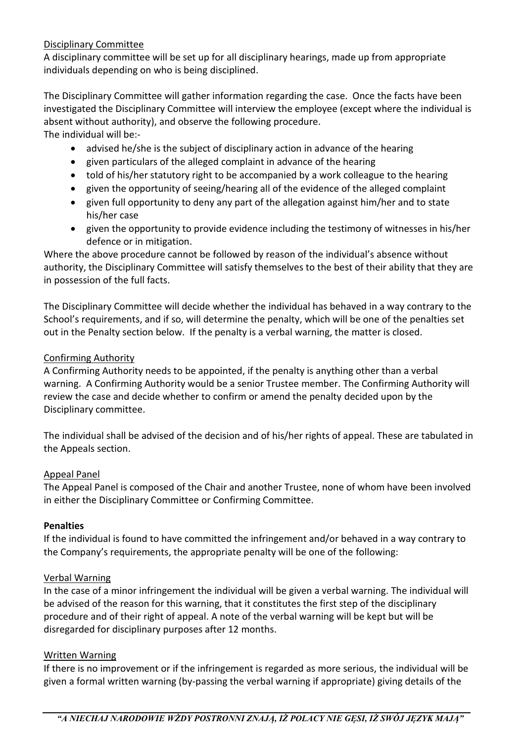Disciplinary Committee

A disciplinary committee will be set up for all disciplinary hearings, made up from appropriate individuals depending on who is being disciplined.

The Disciplinary Committee will gather information regarding the case. Once the facts have been investigated the Disciplinary Committee will interview the employee (except where the individual is absent without authority), and observe the following procedure.
The individual will be:-

- advised he/she is the subject of disciplinary action in advance of the hearing
- given particulars of the alleged complaint in advance of the hearing
- told of his/her statutory right to be accompanied by a work colleague to the hearing
- given the opportunity of seeing/hearing all of the evidence of the alleged complaint
- given full opportunity to deny any part of the allegation against him/her and to state his/her case
- given the opportunity to provide evidence including the testimony of witnesses in his/her defence or in mitigation.

Where the above procedure cannot be followed by reason of the individual's absence without authority, the Disciplinary Committee will satisfy themselves to the best of their ability that they are in possession of the full facts.

The Disciplinary Committee will decide whether the individual has behaved in a way contrary to the School's requirements, and if so, will determine the penalty, which will be one of the penalties set out in the Penalty section below. If the penalty is a verbal warning, the matter is closed.

Confirming Authority

A Confirming Authority needs to be appointed, if the penalty is anything other than a verbal warning. A Confirming Authority would be a senior Trustee member. The Confirming Authority will review the case and decide whether to confirm or amend the penalty decided upon by the Disciplinary committee.

The individual shall be advised of the decision and of his/her rights of appeal. These are tabulated in the Appeals section.

Appeal Panel

The Appeal Panel is composed of the Chair and another Trustee, none of whom have been involved in either the Disciplinary Committee or Confirming Committee.

**Penalties**

If the individual is found to have committed the infringement and/or behaved in a way contrary to the Company's requirements, the appropriate penalty will be one of the following:

Verbal Warning

In the case of a minor infringement the individual will be given a verbal warning. The individual will be advised of the reason for this warning, that it constitutes the first step of the disciplinary procedure and of their right of appeal. A note of the verbal warning will be kept but will be disregarded for disciplinary purposes after 12 months.

Written Warning

If there is no improvement or if the infringement is regarded as more serious, the individual will be given a formal written warning (by-passing the verbal warning if appropriate) giving details of the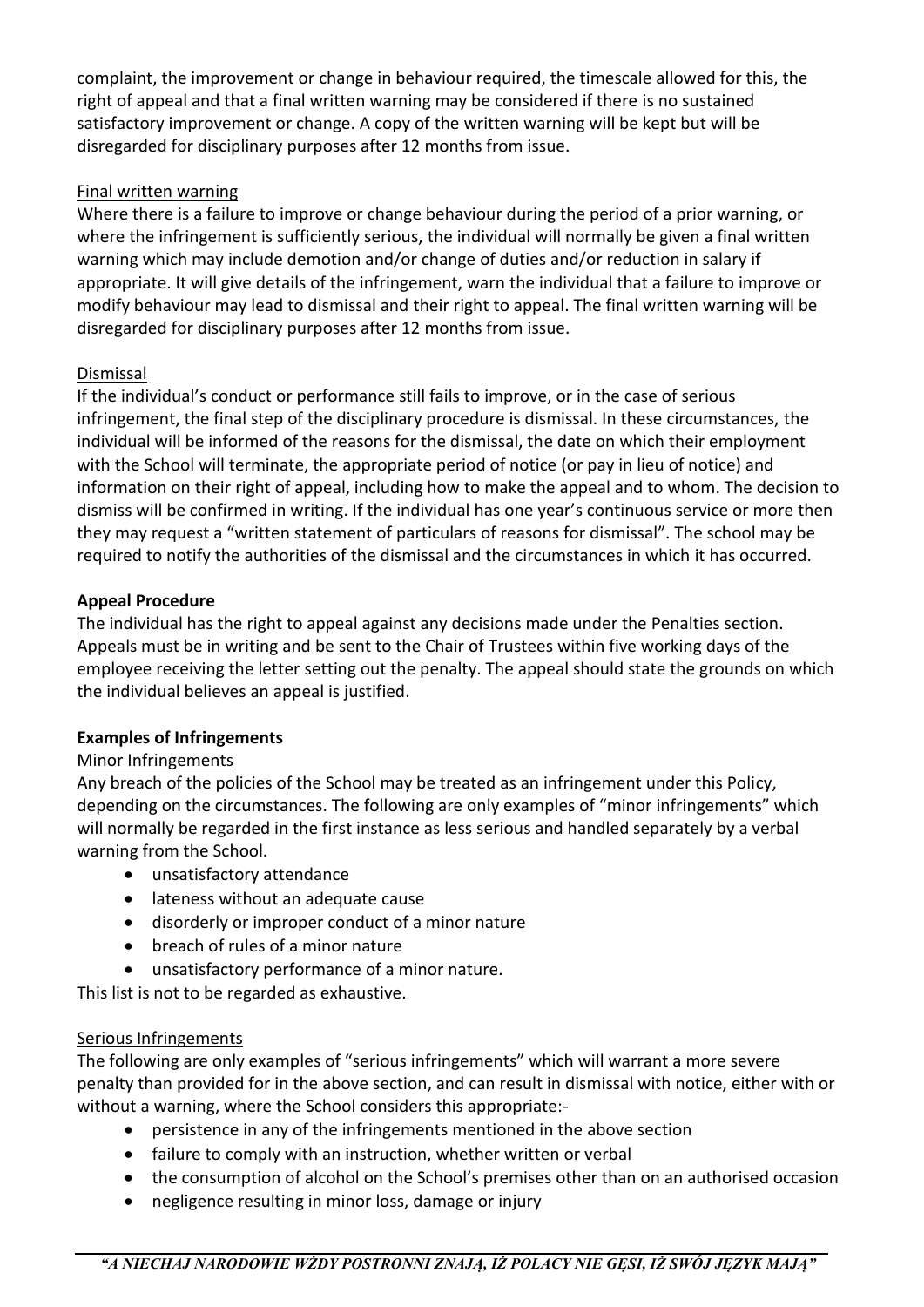complaint, the improvement or change in behaviour required, the timescale allowed for this, the right of appeal and that a final written warning may be considered if there is no sustained satisfactory improvement or change. A copy of the written warning will be kept but will be disregarded for disciplinary purposes after 12 months from issue.

<u>Final written warning</u>

Where there is a failure to improve or change behaviour during the period of a prior warning, or where the infringement is sufficiently serious, the individual will normally be given a final written warning which may include demotion and/or change of duties and/or reduction in salary if appropriate. It will give details of the infringement, warn the individual that a failure to improve or modify behaviour may lead to dismissal and their right to appeal. The final written warning will be disregarded for disciplinary purposes after 12 months from issue.

<u>Dismissal</u>

If the individual's conduct or performance still fails to improve, or in the case of serious infringement, the final step of the disciplinary procedure is dismissal. In these circumstances, the individual will be informed of the reasons for the dismissal, the date on which their employment with the School will terminate, the appropriate period of notice (or pay in lieu of notice) and information on their right of appeal, including how to make the appeal and to whom. The decision to dismiss will be confirmed in writing. If the individual has one year's continuous service or more then they may request a "written statement of particulars of reasons for dismissal". The school may be required to notify the authorities of the dismissal and the circumstances in which it has occurred.

**Appeal Procedure**

The individual has the right to appeal against any decisions made under the Penalties section. Appeals must be in writing and be sent to the Chair of Trustees within five working days of the employee receiving the letter setting out the penalty. The appeal should state the grounds on which the individual believes an appeal is justified.

**Examples of Infringements**

<u>Minor Infringements</u>

Any breach of the policies of the School may be treated as an infringement under this Policy, depending on the circumstances. The following are only examples of "minor infringements" which will normally be regarded in the first instance as less serious and handled separately by a verbal warning from the School.

- unsatisfactory attendance
- lateness without an adequate cause
- disorderly or improper conduct of a minor nature
- breach of rules of a minor nature
- unsatisfactory performance of a minor nature.

This list is not to be regarded as exhaustive.

<u>Serious Infringements</u>

The following are only examples of "serious infringements" which will warrant a more severe penalty than provided for in the above section, and can result in dismissal with notice, either with or without a warning, where the School considers this appropriate:-

- persistence in any of the infringements mentioned in the above section
- failure to comply with an instruction, whether written or verbal
- the consumption of alcohol on the School's premises other than on an authorised occasion
- negligence resulting in minor loss, damage or injury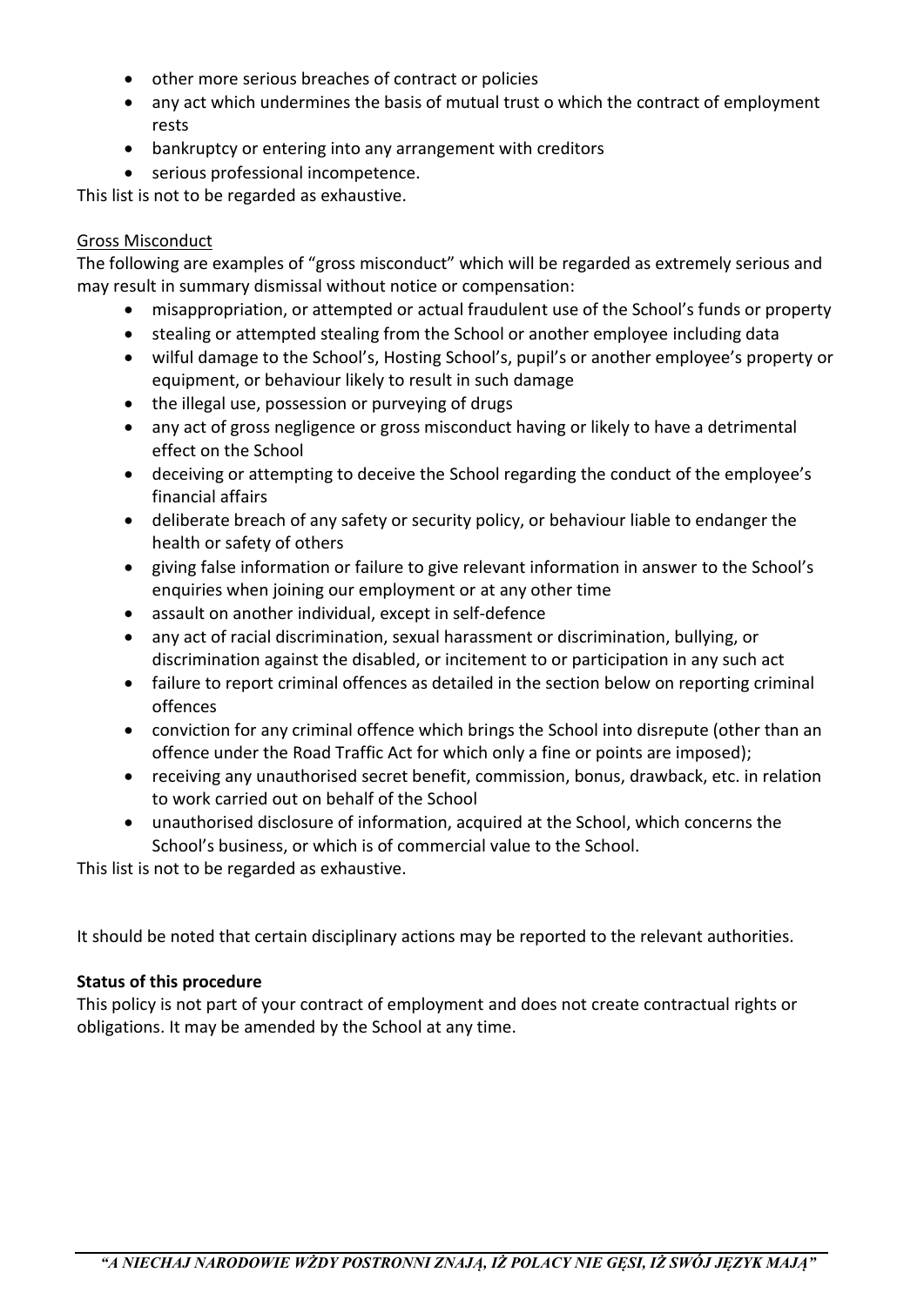- other more serious breaches of contract or policies
- any act which undermines the basis of mutual trust o which the contract of employment rests
- bankruptcy or entering into any arrangement with creditors
- serious professional incompetence.

This list is not to be regarded as exhaustive.

### Gross Misconduct

The following are examples of "gross misconduct" which will be regarded as extremely serious and may result in summary dismissal without notice or compensation:

- misappropriation, or attempted or actual fraudulent use of the School's funds or property
- stealing or attempted stealing from the School or another employee including data
- wilful damage to the School's, Hosting School's, pupil's or another employee's property or equipment, or behaviour likely to result in such damage
- the illegal use, possession or purveying of drugs
- any act of gross negligence or gross misconduct having or likely to have a detrimental effect on the School
- deceiving or attempting to deceive the School regarding the conduct of the employee's financial affairs
- deliberate breach of any safety or security policy, or behaviour liable to endanger the health or safety of others
- giving false information or failure to give relevant information in answer to the School's enquiries when joining our employment or at any other time
- assault on another individual, except in self-defence
- any act of racial discrimination, sexual harassment or discrimination, bullying, or discrimination against the disabled, or incitement to or participation in any such act
- failure to report criminal offences as detailed in the section below on reporting criminal offences
- conviction for any criminal offence which brings the School into disrepute (other than an offence under the Road Traffic Act for which only a fine or points are imposed);
- receiving any unauthorised secret benefit, commission, bonus, drawback, etc. in relation to work carried out on behalf of the School
- unauthorised disclosure of information, acquired at the School, which concerns the School's business, or which is of commercial value to the School.

This list is not to be regarded as exhaustive.

It should be noted that certain disciplinary actions may be reported to the relevant authorities.

**Status of this procedure**

This policy is not part of your contract of employment and does not create contractual rights or obligations. It may be amended by the School at any time.